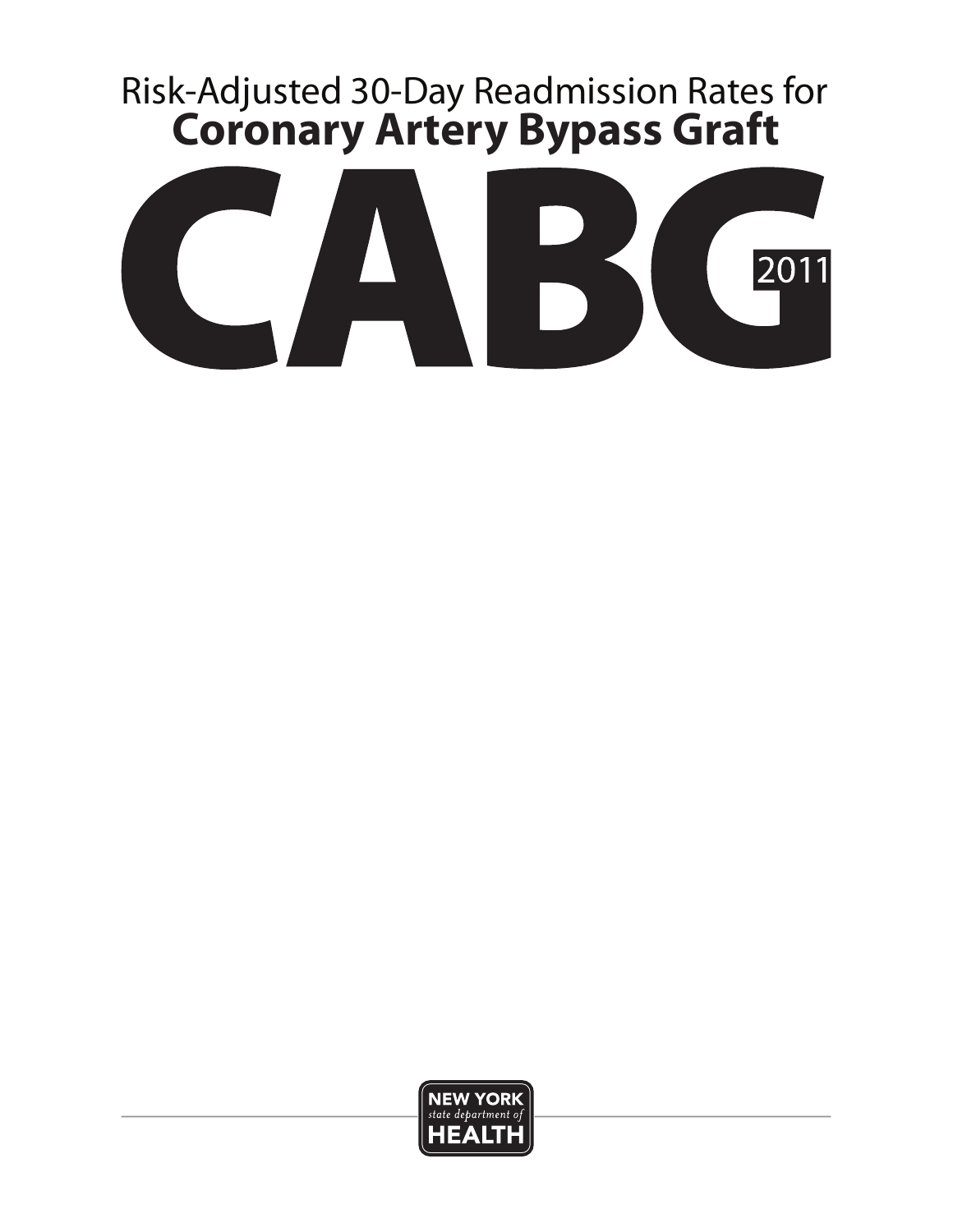# Risk-Adjusted 30-Day Readmission Rates for **Coronary Artery Bypass Graft**

# CABG 2011

NEW YORK
*state department of*
HEALTH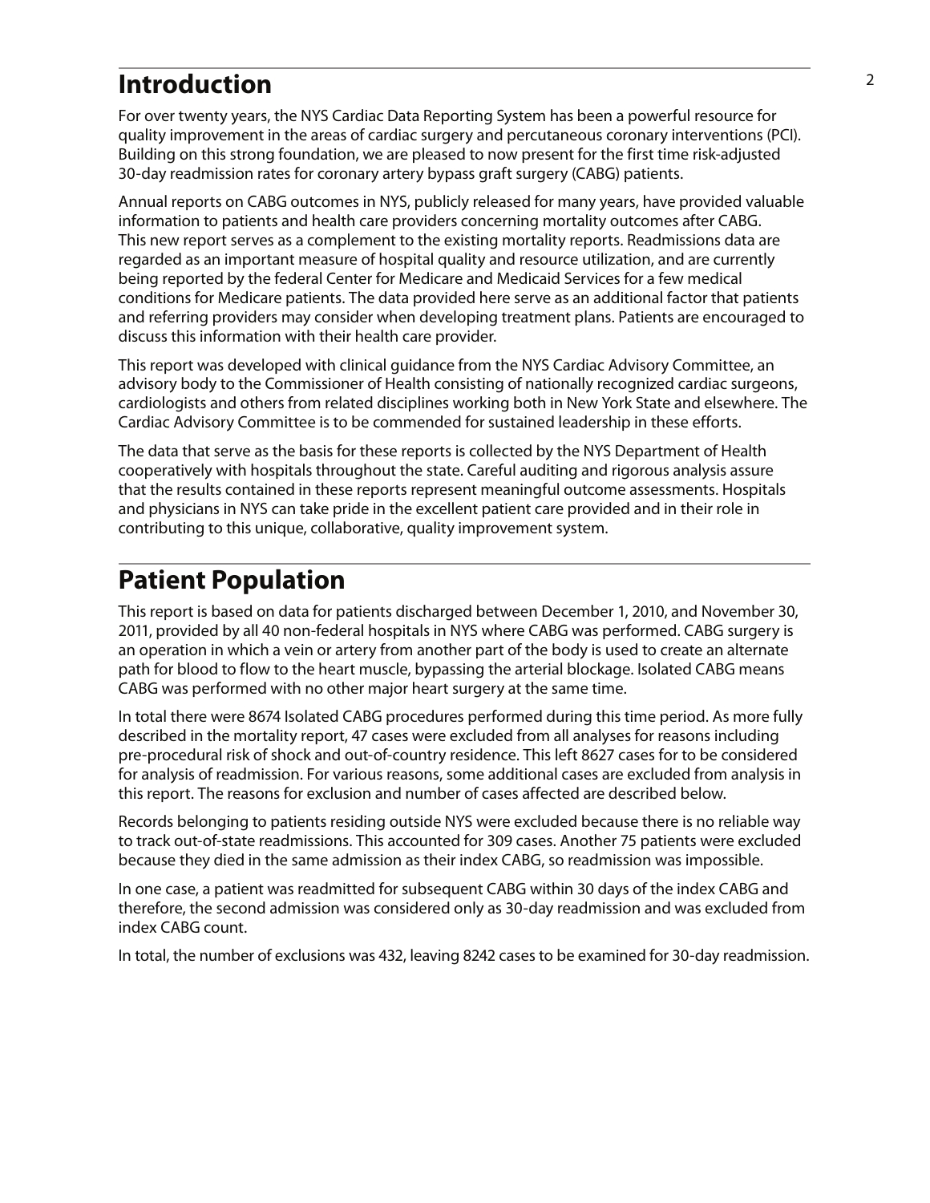## Introduction

For over twenty years, the NYS Cardiac Data Reporting System has been a powerful resource for quality improvement in the areas of cardiac surgery and percutaneous coronary interventions (PCI). Building on this strong foundation, we are pleased to now present for the first time risk-adjusted 30-day readmission rates for coronary artery bypass graft surgery (CABG) patients.

Annual reports on CABG outcomes in NYS, publicly released for many years, have provided valuable information to patients and health care providers concerning mortality outcomes after CABG. This new report serves as a complement to the existing mortality reports. Readmissions data are regarded as an important measure of hospital quality and resource utilization, and are currently being reported by the federal Center for Medicare and Medicaid Services for a few medical conditions for Medicare patients. The data provided here serve as an additional factor that patients and referring providers may consider when developing treatment plans. Patients are encouraged to discuss this information with their health care provider.

This report was developed with clinical guidance from the NYS Cardiac Advisory Committee, an advisory body to the Commissioner of Health consisting of nationally recognized cardiac surgeons, cardiologists and others from related disciplines working both in New York State and elsewhere. The Cardiac Advisory Committee is to be commended for sustained leadership in these efforts.

The data that serve as the basis for these reports is collected by the NYS Department of Health cooperatively with hospitals throughout the state. Careful auditing and rigorous analysis assure that the results contained in these reports represent meaningful outcome assessments. Hospitals and physicians in NYS can take pride in the excellent patient care provided and in their role in contributing to this unique, collaborative, quality improvement system.

## Patient Population

This report is based on data for patients discharged between December 1, 2010, and November 30, 2011, provided by all 40 non-federal hospitals in NYS where CABG was performed. CABG surgery is an operation in which a vein or artery from another part of the body is used to create an alternate path for blood to flow to the heart muscle, bypassing the arterial blockage. Isolated CABG means CABG was performed with no other major heart surgery at the same time.

In total there were 8674 Isolated CABG procedures performed during this time period. As more fully described in the mortality report, 47 cases were excluded from all analyses for reasons including pre-procedural risk of shock and out-of-country residence. This left 8627 cases for to be considered for analysis of readmission. For various reasons, some additional cases are excluded from analysis in this report. The reasons for exclusion and number of cases affected are described below.

Records belonging to patients residing outside NYS were excluded because there is no reliable way to track out-of-state readmissions. This accounted for 309 cases. Another 75 patients were excluded because they died in the same admission as their index CABG, so readmission was impossible.

In one case, a patient was readmitted for subsequent CABG within 30 days of the index CABG and therefore, the second admission was considered only as 30-day readmission and was excluded from index CABG count.

In total, the number of exclusions was 432, leaving 8242 cases to be examined for 30-day readmission.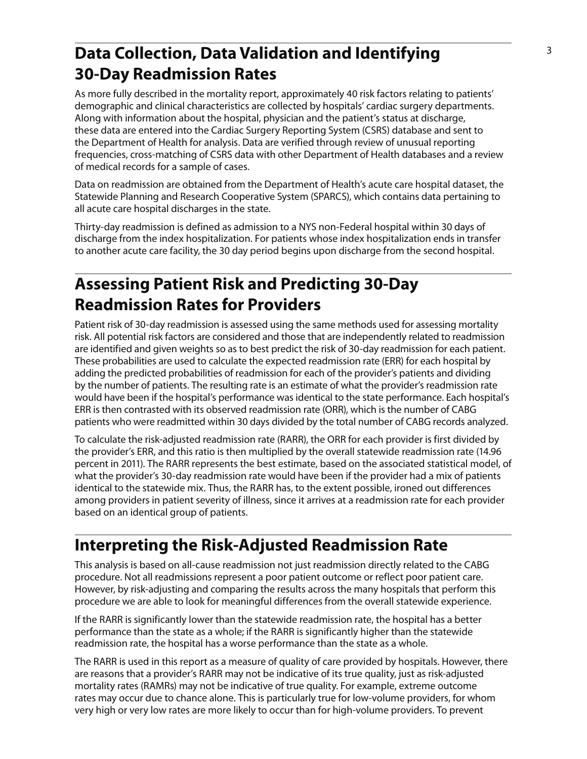## Data Collection, Data Validation and Identifying 30-Day Readmission Rates

As more fully described in the mortality report, approximately 40 risk factors relating to patients' demographic and clinical characteristics are collected by hospitals' cardiac surgery departments. Along with information about the hospital, physician and the patient's status at discharge, these data are entered into the Cardiac Surgery Reporting System (CSRS) database and sent to the Department of Health for analysis. Data are verified through review of unusual reporting frequencies, cross-matching of CSRS data with other Department of Health databases and a review of medical records for a sample of cases.

Data on readmission are obtained from the Department of Health's acute care hospital dataset, the Statewide Planning and Research Cooperative System (SPARCS), which contains data pertaining to all acute care hospital discharges in the state.

Thirty-day readmission is defined as admission to a NYS non-Federal hospital within 30 days of discharge from the index hospitalization. For patients whose index hospitalization ends in transfer to another acute care facility, the 30 day period begins upon discharge from the second hospital.

## Assessing Patient Risk and Predicting 30-Day Readmission Rates for Providers

Patient risk of 30-day readmission is assessed using the same methods used for assessing mortality risk. All potential risk factors are considered and those that are independently related to readmission are identified and given weights so as to best predict the risk of 30-day readmission for each patient. These probabilities are used to calculate the expected readmission rate (ERR) for each hospital by adding the predicted probabilities of readmission for each of the provider's patients and dividing by the number of patients. The resulting rate is an estimate of what the provider's readmission rate would have been if the hospital's performance was identical to the state performance. Each hospital's ERR is then contrasted with its observed readmission rate (ORR), which is the number of CABG patients who were readmitted within 30 days divided by the total number of CABG records analyzed.

To calculate the risk-adjusted readmission rate (RARR), the ORR for each provider is first divided by the provider's ERR, and this ratio is then multiplied by the overall statewide readmission rate (14.96 percent in 2011). The RARR represents the best estimate, based on the associated statistical model, of what the provider's 30-day readmission rate would have been if the provider had a mix of patients identical to the statewide mix. Thus, the RARR has, to the extent possible, ironed out differences among providers in patient severity of illness, since it arrives at a readmission rate for each provider based on an identical group of patients.

## Interpreting the Risk-Adjusted Readmission Rate

This analysis is based on all-cause readmission not just readmission directly related to the CABG procedure. Not all readmissions represent a poor patient outcome or reflect poor patient care. However, by risk-adjusting and comparing the results across the many hospitals that perform this procedure we are able to look for meaningful differences from the overall statewide experience.

If the RARR is significantly lower than the statewide readmission rate, the hospital has a better performance than the state as a whole; if the RARR is significantly higher than the statewide readmission rate, the hospital has a worse performance than the state as a whole.

The RARR is used in this report as a measure of quality of care provided by hospitals. However, there are reasons that a provider's RARR may not be indicative of its true quality, just as risk-adjusted mortality rates (RAMRs) may not be indicative of true quality. For example, extreme outcome rates may occur due to chance alone. This is particularly true for low-volume providers, for whom very high or very low rates are more likely to occur than for high-volume providers. To prevent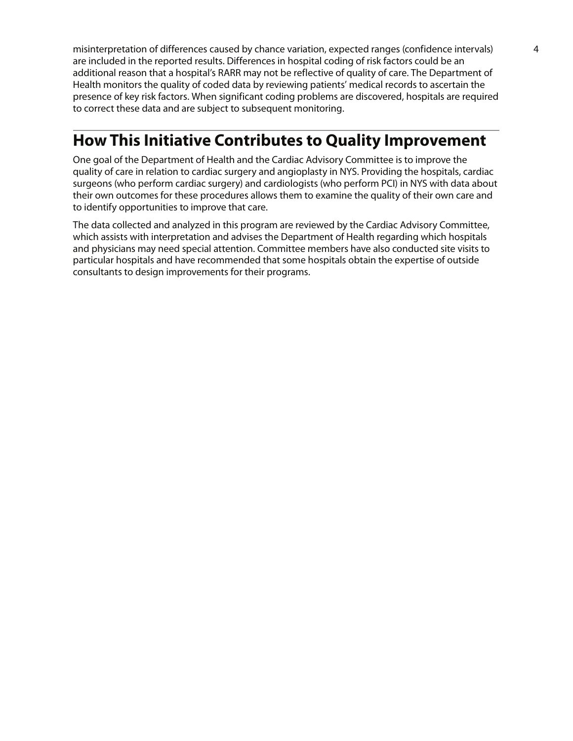misinterpretation of differences caused by chance variation, expected ranges (confidence intervals) are included in the reported results. Differences in hospital coding of risk factors could be an additional reason that a hospital's RARR may not be reflective of quality of care. The Department of Health monitors the quality of coded data by reviewing patients' medical records to ascertain the presence of key risk factors. When significant coding problems are discovered, hospitals are required to correct these data and are subject to subsequent monitoring.

## How This Initiative Contributes to Quality Improvement

One goal of the Department of Health and the Cardiac Advisory Committee is to improve the quality of care in relation to cardiac surgery and angioplasty in NYS. Providing the hospitals, cardiac surgeons (who perform cardiac surgery) and cardiologists (who perform PCI) in NYS with data about their own outcomes for these procedures allows them to examine the quality of their own care and to identify opportunities to improve that care.

The data collected and analyzed in this program are reviewed by the Cardiac Advisory Committee, which assists with interpretation and advises the Department of Health regarding which hospitals and physicians may need special attention. Committee members have also conducted site visits to particular hospitals and have recommended that some hospitals obtain the expertise of outside consultants to design improvements for their programs.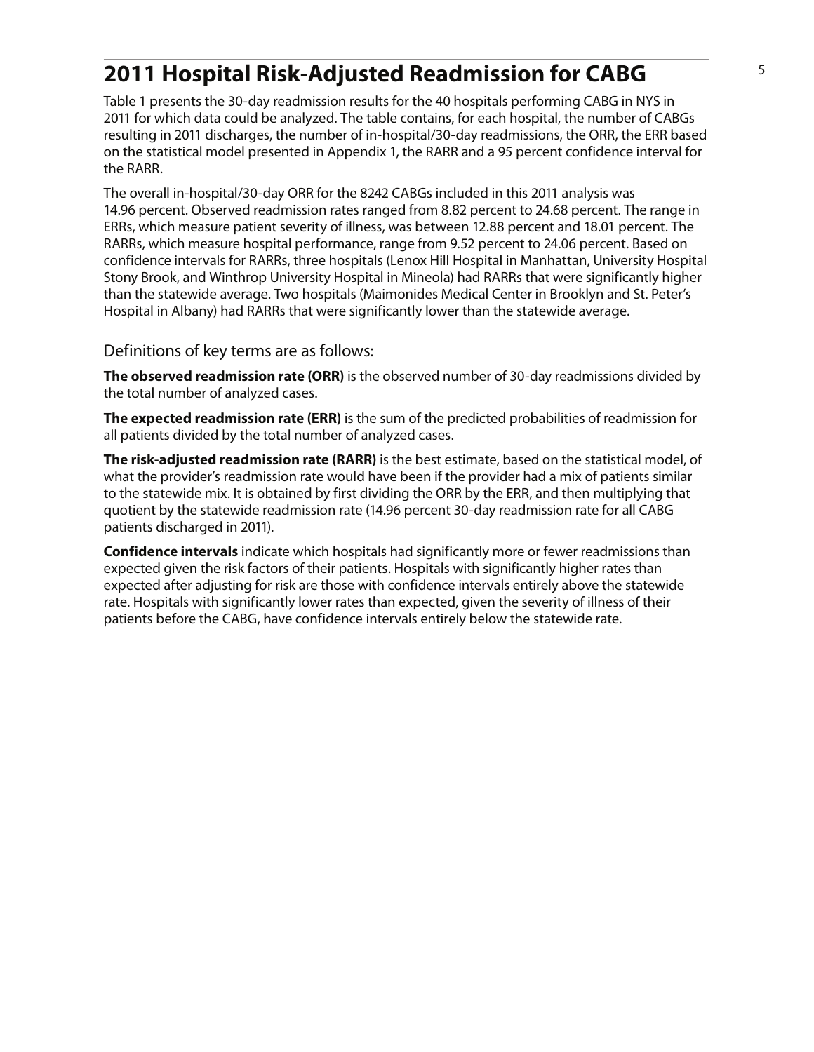## 2011 Hospital Risk-Adjusted Readmission for CABG

Table 1 presents the 30-day readmission results for the 40 hospitals performing CABG in NYS in 2011 for which data could be analyzed. The table contains, for each hospital, the number of CABGs resulting in 2011 discharges, the number of in-hospital/30-day readmissions, the ORR, the ERR based on the statistical model presented in Appendix 1, the RARR and a 95 percent confidence interval for the RARR.

The overall in-hospital/30-day ORR for the 8242 CABGs included in this 2011 analysis was 14.96 percent. Observed readmission rates ranged from 8.82 percent to 24.68 percent. The range in ERRs, which measure patient severity of illness, was between 12.88 percent and 18.01 percent. The RARRs, which measure hospital performance, range from 9.52 percent to 24.06 percent. Based on confidence intervals for RARRs, three hospitals (Lenox Hill Hospital in Manhattan, University Hospital Stony Brook, and Winthrop University Hospital in Mineola) had RARRs that were significantly higher than the statewide average. Two hospitals (Maimonides Medical Center in Brooklyn and St. Peter's Hospital in Albany) had RARRs that were significantly lower than the statewide average.

### Definitions of key terms are as follows:

**The observed readmission rate (ORR)** is the observed number of 30-day readmissions divided by the total number of analyzed cases.

**The expected readmission rate (ERR)** is the sum of the predicted probabilities of readmission for all patients divided by the total number of analyzed cases.

**The risk-adjusted readmission rate (RARR)** is the best estimate, based on the statistical model, of what the provider's readmission rate would have been if the provider had a mix of patients similar to the statewide mix. It is obtained by first dividing the ORR by the ERR, and then multiplying that quotient by the statewide readmission rate (14.96 percent 30-day readmission rate for all CABG patients discharged in 2011).

**Confidence intervals** indicate which hospitals had significantly more or fewer readmissions than expected given the risk factors of their patients. Hospitals with significantly higher rates than expected after adjusting for risk are those with confidence intervals entirely above the statewide rate. Hospitals with significantly lower rates than expected, given the severity of illness of their patients before the CABG, have confidence intervals entirely below the statewide rate.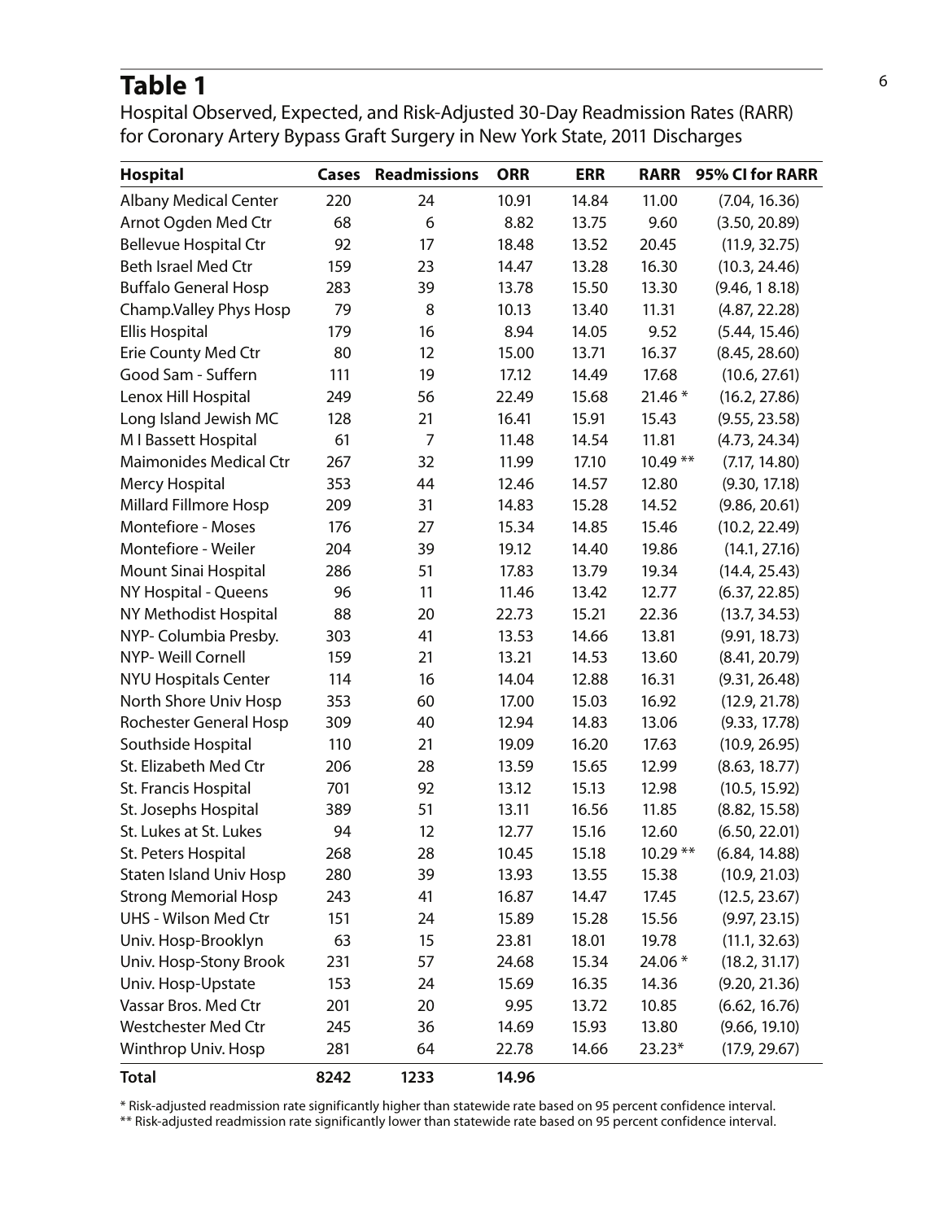# Table 1

Hospital Observed, Expected, and Risk-Adjusted 30-Day Readmission Rates (RARR) for Coronary Artery Bypass Graft Surgery in New York State, 2011 Discharges

| Hospital | Cases | Readmissions | ORR | ERR | RARR | 95% CI for RARR |
|---|---|---|---|---|---|---|
| Albany Medical Center | 220 | 24 | 10.91 | 14.84 | 11.00 | (7.04, 16.36) |
| Arnot Ogden Med Ctr | 68 | 6 | 8.82 | 13.75 | 9.60 | (3.50, 20.89) |
| Bellevue Hospital Ctr | 92 | 17 | 18.48 | 13.52 | 20.45 | (11.9, 32.75) |
| Beth Israel Med Ctr | 159 | 23 | 14.47 | 13.28 | 16.30 | (10.3, 24.46) |
| Buffalo General Hosp | 283 | 39 | 13.78 | 15.50 | 13.30 | (9.46, 1 8.18) |
| Champ.Valley Phys Hosp | 79 | 8 | 10.13 | 13.40 | 11.31 | (4.87, 22.28) |
| Ellis Hospital | 179 | 16 | 8.94 | 14.05 | 9.52 | (5.44, 15.46) |
| Erie County Med Ctr | 80 | 12 | 15.00 | 13.71 | 16.37 | (8.45, 28.60) |
| Good Sam - Suffern | 111 | 19 | 17.12 | 14.49 | 17.68 | (10.6, 27.61) |
| Lenox Hill Hospital | 249 | 56 | 22.49 | 15.68 | 21.46 * | (16.2, 27.86) |
| Long Island Jewish MC | 128 | 21 | 16.41 | 15.91 | 15.43 | (9.55, 23.58) |
| M I Bassett Hospital | 61 | 7 | 11.48 | 14.54 | 11.81 | (4.73, 24.34) |
| Maimonides Medical Ctr | 267 | 32 | 11.99 | 17.10 | 10.49 ** | (7.17, 14.80) |
| Mercy Hospital | 353 | 44 | 12.46 | 14.57 | 12.80 | (9.30, 17.18) |
| Millard Fillmore Hosp | 209 | 31 | 14.83 | 15.28 | 14.52 | (9.86, 20.61) |
| Montefiore - Moses | 176 | 27 | 15.34 | 14.85 | 15.46 | (10.2, 22.49) |
| Montefiore - Weiler | 204 | 39 | 19.12 | 14.40 | 19.86 | (14.1, 27.16) |
| Mount Sinai Hospital | 286 | 51 | 17.83 | 13.79 | 19.34 | (14.4, 25.43) |
| NY Hospital - Queens | 96 | 11 | 11.46 | 13.42 | 12.77 | (6.37, 22.85) |
| NY Methodist Hospital | 88 | 20 | 22.73 | 15.21 | 22.36 | (13.7, 34.53) |
| NYP- Columbia Presby. | 303 | 41 | 13.53 | 14.66 | 13.81 | (9.91, 18.73) |
| NYP- Weill Cornell | 159 | 21 | 13.21 | 14.53 | 13.60 | (8.41, 20.79) |
| NYU Hospitals Center | 114 | 16 | 14.04 | 12.88 | 16.31 | (9.31, 26.48) |
| North Shore Univ Hosp | 353 | 60 | 17.00 | 15.03 | 16.92 | (12.9, 21.78) |
| Rochester General Hosp | 309 | 40 | 12.94 | 14.83 | 13.06 | (9.33, 17.78) |
| Southside Hospital | 110 | 21 | 19.09 | 16.20 | 17.63 | (10.9, 26.95) |
| St. Elizabeth Med Ctr | 206 | 28 | 13.59 | 15.65 | 12.99 | (8.63, 18.77) |
| St. Francis Hospital | 701 | 92 | 13.12 | 15.13 | 12.98 | (10.5, 15.92) |
| St. Josephs Hospital | 389 | 51 | 13.11 | 16.56 | 11.85 | (8.82, 15.58) |
| St. Lukes at St. Lukes | 94 | 12 | 12.77 | 15.16 | 12.60 | (6.50, 22.01) |
| St. Peters Hospital | 268 | 28 | 10.45 | 15.18 | 10.29 ** | (6.84, 14.88) |
| Staten Island Univ Hosp | 280 | 39 | 13.93 | 13.55 | 15.38 | (10.9, 21.03) |
| Strong Memorial Hosp | 243 | 41 | 16.87 | 14.47 | 17.45 | (12.5, 23.67) |
| UHS - Wilson Med Ctr | 151 | 24 | 15.89 | 15.28 | 15.56 | (9.97, 23.15) |
| Univ. Hosp-Brooklyn | 63 | 15 | 23.81 | 18.01 | 19.78 | (11.1, 32.63) |
| Univ. Hosp-Stony Brook | 231 | 57 | 24.68 | 15.34 | 24.06 * | (18.2, 31.17) |
| Univ. Hosp-Upstate | 153 | 24 | 15.69 | 16.35 | 14.36 | (9.20, 21.36) |
| Vassar Bros. Med Ctr | 201 | 20 | 9.95 | 13.72 | 10.85 | (6.62, 16.76) |
| Westchester Med Ctr | 245 | 36 | 14.69 | 15.93 | 13.80 | (9.66, 19.10) |
| Winthrop Univ. Hosp | 281 | 64 | 22.78 | 14.66 | 23.23* | (17.9, 29.67) |
| **Total** | **8242** | **1233** | **14.96** | | | |

* Risk-adjusted readmission rate significantly higher than statewide rate based on 95 percent confidence interval.

** Risk-adjusted readmission rate significantly lower than statewide rate based on 95 percent confidence interval.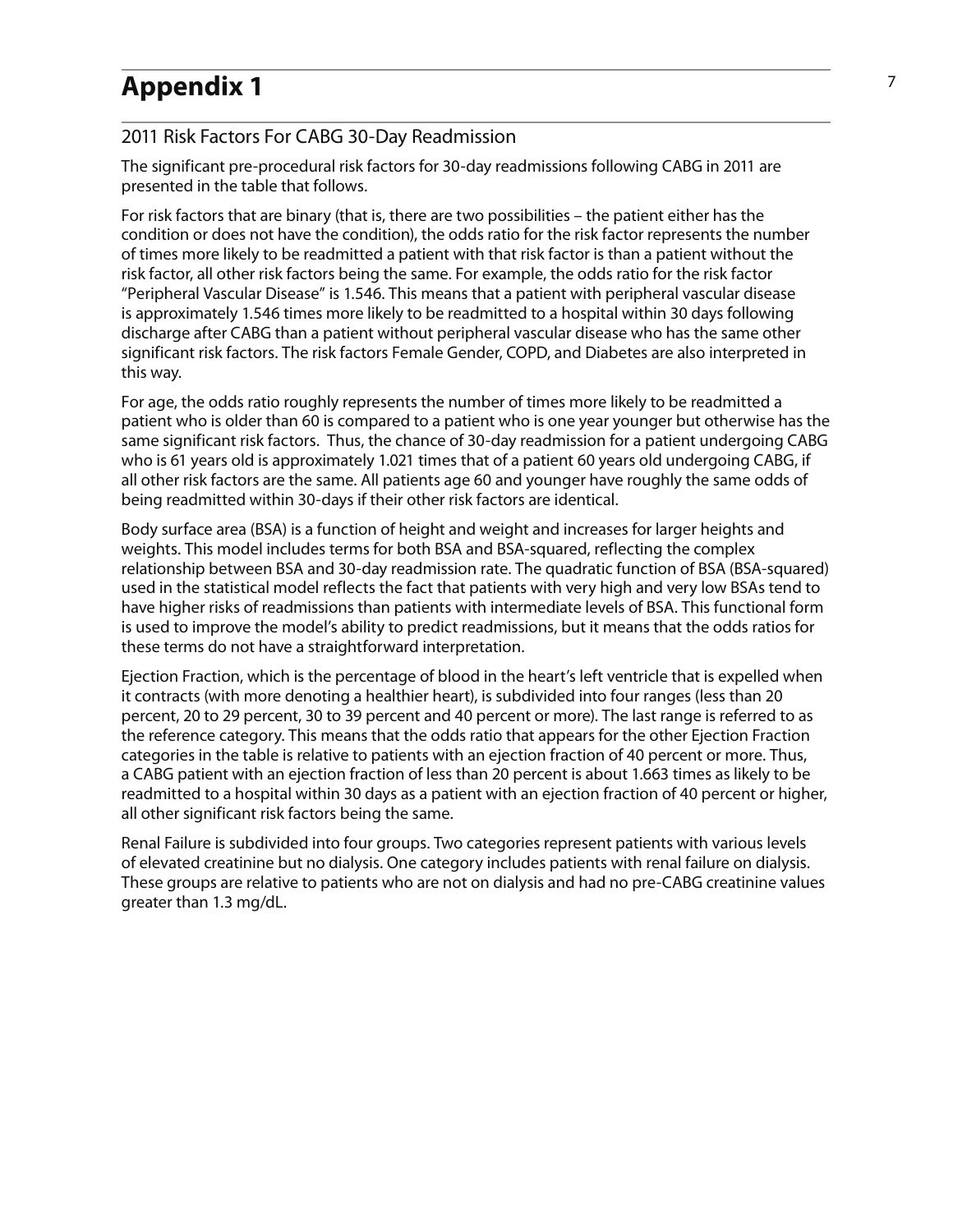# Appendix 1

## 2011 Risk Factors For CABG 30-Day Readmission

The significant pre-procedural risk factors for 30-day readmissions following CABG in 2011 are presented in the table that follows.

For risk factors that are binary (that is, there are two possibilities – the patient either has the condition or does not have the condition), the odds ratio for the risk factor represents the number of times more likely to be readmitted a patient with that risk factor is than a patient without the risk factor, all other risk factors being the same. For example, the odds ratio for the risk factor "Peripheral Vascular Disease" is 1.546. This means that a patient with peripheral vascular disease is approximately 1.546 times more likely to be readmitted to a hospital within 30 days following discharge after CABG than a patient without peripheral vascular disease who has the same other significant risk factors. The risk factors Female Gender, COPD, and Diabetes are also interpreted in this way.

For age, the odds ratio roughly represents the number of times more likely to be readmitted a patient who is older than 60 is compared to a patient who is one year younger but otherwise has the same significant risk factors. Thus, the chance of 30-day readmission for a patient undergoing CABG who is 61 years old is approximately 1.021 times that of a patient 60 years old undergoing CABG, if all other risk factors are the same. All patients age 60 and younger have roughly the same odds of being readmitted within 30-days if their other risk factors are identical.

Body surface area (BSA) is a function of height and weight and increases for larger heights and weights. This model includes terms for both BSA and BSA-squared, reflecting the complex relationship between BSA and 30-day readmission rate. The quadratic function of BSA (BSA-squared) used in the statistical model reflects the fact that patients with very high and very low BSAs tend to have higher risks of readmissions than patients with intermediate levels of BSA. This functional form is used to improve the model's ability to predict readmissions, but it means that the odds ratios for these terms do not have a straightforward interpretation.

Ejection Fraction, which is the percentage of blood in the heart's left ventricle that is expelled when it contracts (with more denoting a healthier heart), is subdivided into four ranges (less than 20 percent, 20 to 29 percent, 30 to 39 percent and 40 percent or more). The last range is referred to as the reference category. This means that the odds ratio that appears for the other Ejection Fraction categories in the table is relative to patients with an ejection fraction of 40 percent or more. Thus, a CABG patient with an ejection fraction of less than 20 percent is about 1.663 times as likely to be readmitted to a hospital within 30 days as a patient with an ejection fraction of 40 percent or higher, all other significant risk factors being the same.

Renal Failure is subdivided into four groups. Two categories represent patients with various levels of elevated creatinine but no dialysis. One category includes patients with renal failure on dialysis. These groups are relative to patients who are not on dialysis and had no pre-CABG creatinine values greater than 1.3 mg/dL.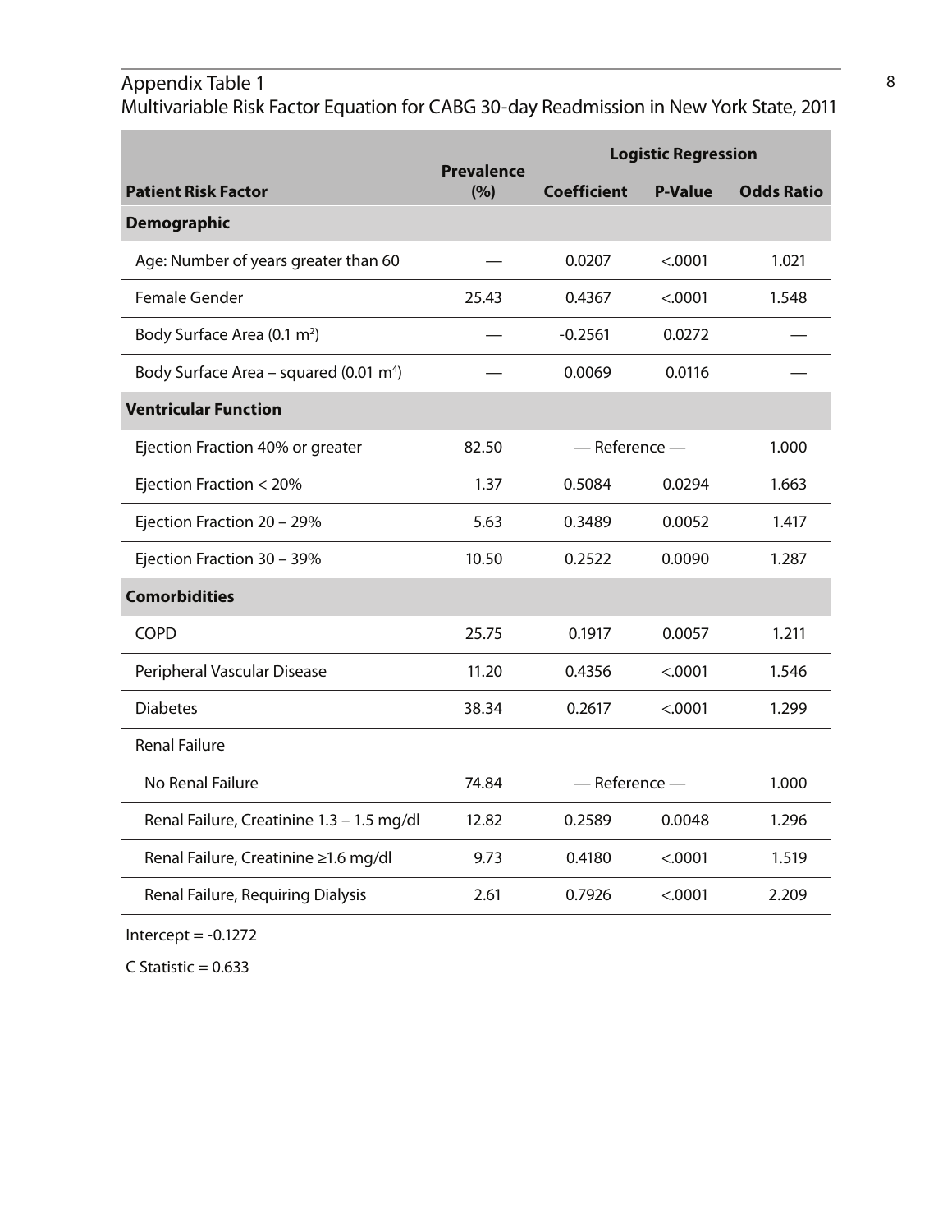## Appendix Table 1

Multivariable Risk Factor Equation for CABG 30-day Readmission in New York State, 2011

| Patient Risk Factor | Prevalence (%) | Logistic Regression | | |
|---|---|---|---|---|
| | | Coefficient | P-Value | Odds Ratio |
| **Demographic** | | | | |
| Age: Number of years greater than 60 | — | 0.0207 | <.0001 | 1.021 |
| Female Gender | 25.43 | 0.4367 | <.0001 | 1.548 |
| Body Surface Area (0.1 $m^2$) | — | -0.2561 | 0.0272 | — |
| Body Surface Area – squared (0.01 $m^4$) | — | 0.0069 | 0.0116 | — |
| **Ventricular Function** | | | | |
| Ejection Fraction 40% or greater | 82.50 | — Reference — | | 1.000 |
| Ejection Fraction < 20% | 1.37 | 0.5084 | 0.0294 | 1.663 |
| Ejection Fraction 20 – 29% | 5.63 | 0.3489 | 0.0052 | 1.417 |
| Ejection Fraction 30 – 39% | 10.50 | 0.2522 | 0.0090 | 1.287 |
| **Comorbidities** | | | | |
| COPD | 25.75 | 0.1917 | 0.0057 | 1.211 |
| Peripheral Vascular Disease | 11.20 | 0.4356 | <.0001 | 1.546 |
| Diabetes | 38.34 | 0.2617 | <.0001 | 1.299 |
| Renal Failure | | | | |
| No Renal Failure | 74.84 | — Reference — | | 1.000 |
| Renal Failure, Creatinine 1.3 – 1.5 mg/dl | 12.82 | 0.2589 | 0.0048 | 1.296 |
| Renal Failure, Creatinine ≥1.6 mg/dl | 9.73 | 0.4180 | <.0001 | 1.519 |
| Renal Failure, Requiring Dialysis | 2.61 | 0.7926 | <.0001 | 2.209 |

Intercept = -0.1272

C Statistic = 0.633